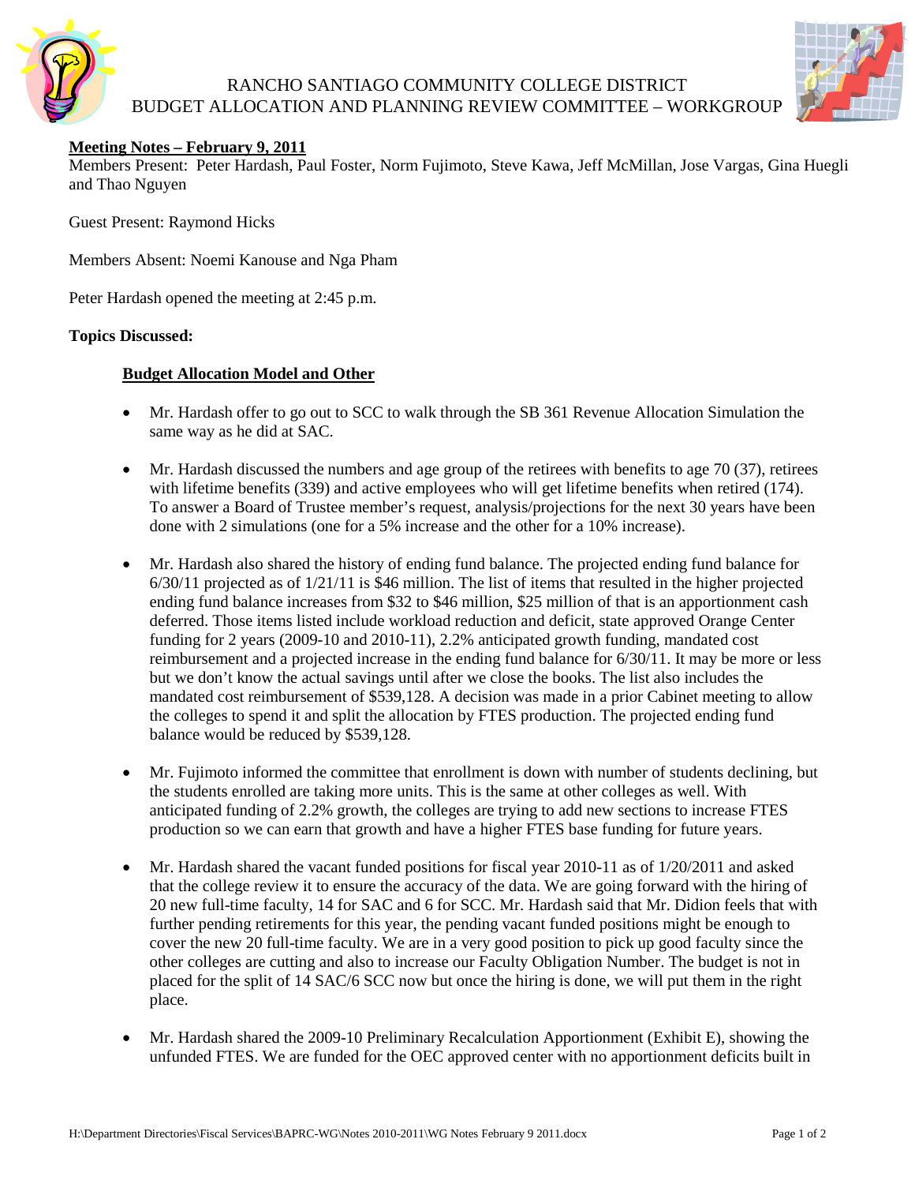RANCHO SANTIAGO COMMUNITY COLLEGE DISTRICT
BUDGET ALLOCATION AND PLANNING REVIEW COMMITTEE – WORKGROUP

**Meeting Notes – February 9, 2011**

Members Present: Peter Hardash, Paul Foster, Norm Fujimoto, Steve Kawa, Jeff McMillan, Jose Vargas, Gina Huegli and Thao Nguyen

Guest Present: Raymond Hicks

Members Absent: Noemi Kanouse and Nga Pham

Peter Hardash opened the meeting at 2:45 p.m.

**Topics Discussed:**

**Budget Allocation Model and Other**

- Mr. Hardash offer to go out to SCC to walk through the SB 361 Revenue Allocation Simulation the same way as he did at SAC.

- Mr. Hardash discussed the numbers and age group of the retirees with benefits to age 70 (37), retirees with lifetime benefits (339) and active employees who will get lifetime benefits when retired (174). To answer a Board of Trustee member's request, analysis/projections for the next 30 years have been done with 2 simulations (one for a 5% increase and the other for a 10% increase).

- Mr. Hardash also shared the history of ending fund balance. The projected ending fund balance for 6/30/11 projected as of 1/21/11 is $46 million. The list of items that resulted in the higher projected ending fund balance increases from $32 to $46 million, $25 million of that is an apportionment cash deferred. Those items listed include workload reduction and deficit, state approved Orange Center funding for 2 years (2009-10 and 2010-11), 2.2% anticipated growth funding, mandated cost reimbursement and a projected increase in the ending fund balance for 6/30/11. It may be more or less but we don't know the actual savings until after we close the books. The list also includes the mandated cost reimbursement of $539,128. A decision was made in a prior Cabinet meeting to allow the colleges to spend it and split the allocation by FTES production. The projected ending fund balance would be reduced by $539,128.

- Mr. Fujimoto informed the committee that enrollment is down with number of students declining, but the students enrolled are taking more units. This is the same at other colleges as well. With anticipated funding of 2.2% growth, the colleges are trying to add new sections to increase FTES production so we can earn that growth and have a higher FTES base funding for future years.

- Mr. Hardash shared the vacant funded positions for fiscal year 2010-11 as of 1/20/2011 and asked that the college review it to ensure the accuracy of the data. We are going forward with the hiring of 20 new full-time faculty, 14 for SAC and 6 for SCC. Mr. Hardash said that Mr. Didion feels that with further pending retirements for this year, the pending vacant funded positions might be enough to cover the new 20 full-time faculty. We are in a very good position to pick up good faculty since the other colleges are cutting and also to increase our Faculty Obligation Number. The budget is not in placed for the split of 14 SAC/6 SCC now but once the hiring is done, we will put them in the right place.

- Mr. Hardash shared the 2009-10 Preliminary Recalculation Apportionment (Exhibit E), showing the unfunded FTES. We are funded for the OEC approved center with no apportionment deficits built in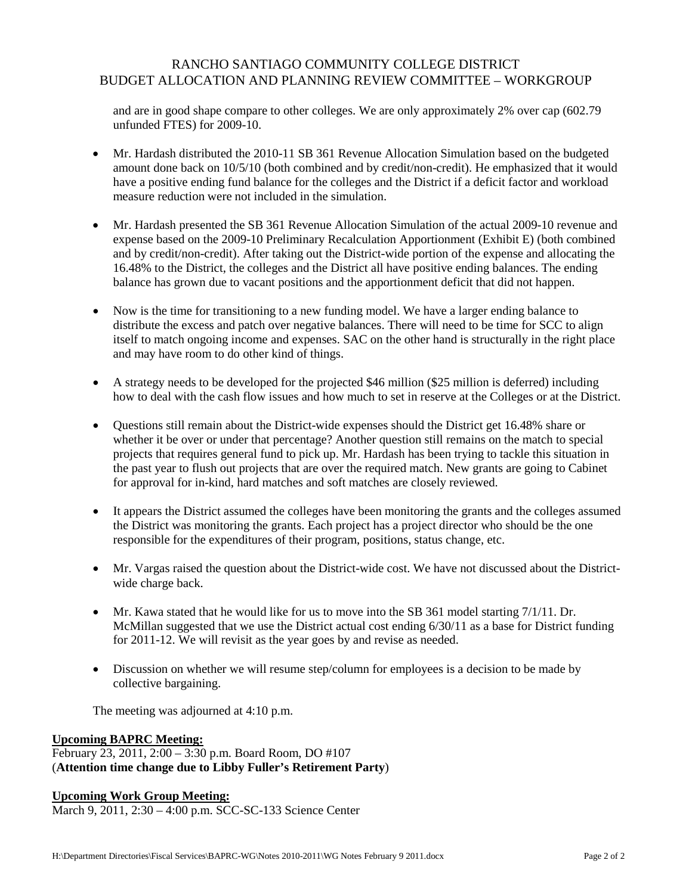and are in good shape compare to other colleges. We are only approximately 2% over cap (602.79 unfunded FTES) for 2009-10.

- Mr. Hardash distributed the 2010-11 SB 361 Revenue Allocation Simulation based on the budgeted amount done back on 10/5/10 (both combined and by credit/non-credit). He emphasized that it would have a positive ending fund balance for the colleges and the District if a deficit factor and workload measure reduction were not included in the simulation.

- Mr. Hardash presented the SB 361 Revenue Allocation Simulation of the actual 2009-10 revenue and expense based on the 2009-10 Preliminary Recalculation Apportionment (Exhibit E) (both combined and by credit/non-credit). After taking out the District-wide portion of the expense and allocating the 16.48% to the District, the colleges and the District all have positive ending balances. The ending balance has grown due to vacant positions and the apportionment deficit that did not happen.

- Now is the time for transitioning to a new funding model. We have a larger ending balance to distribute the excess and patch over negative balances. There will need to be time for SCC to align itself to match ongoing income and expenses. SAC on the other hand is structurally in the right place and may have room to do other kind of things.

- A strategy needs to be developed for the projected $46 million ($25 million is deferred) including how to deal with the cash flow issues and how much to set in reserve at the Colleges or at the District.

- Questions still remain about the District-wide expenses should the District get 16.48% share or whether it be over or under that percentage? Another question still remains on the match to special projects that requires general fund to pick up. Mr. Hardash has been trying to tackle this situation in the past year to flush out projects that are over the required match. New grants are going to Cabinet for approval for in-kind, hard matches and soft matches are closely reviewed.

- It appears the District assumed the colleges have been monitoring the grants and the colleges assumed the District was monitoring the grants. Each project has a project director who should be the one responsible for the expenditures of their program, positions, status change, etc.

- Mr. Vargas raised the question about the District-wide cost. We have not discussed about the District-wide charge back.

- Mr. Kawa stated that he would like for us to move into the SB 361 model starting 7/1/11. Dr. McMillan suggested that we use the District actual cost ending 6/30/11 as a base for District funding for 2011-12. We will revisit as the year goes by and revise as needed.

- Discussion on whether we will resume step/column for employees is a decision to be made by collective bargaining.

The meeting was adjourned at 4:10 p.m.

**Upcoming BAPRC Meeting:**
February 23, 2011, 2:00 – 3:30 p.m. Board Room, DO #107
(**Attention time change due to Libby Fuller's Retirement Party**)

**Upcoming Work Group Meeting:**
March 9, 2011, 2:30 – 4:00 p.m. SCC-SC-133 Science Center